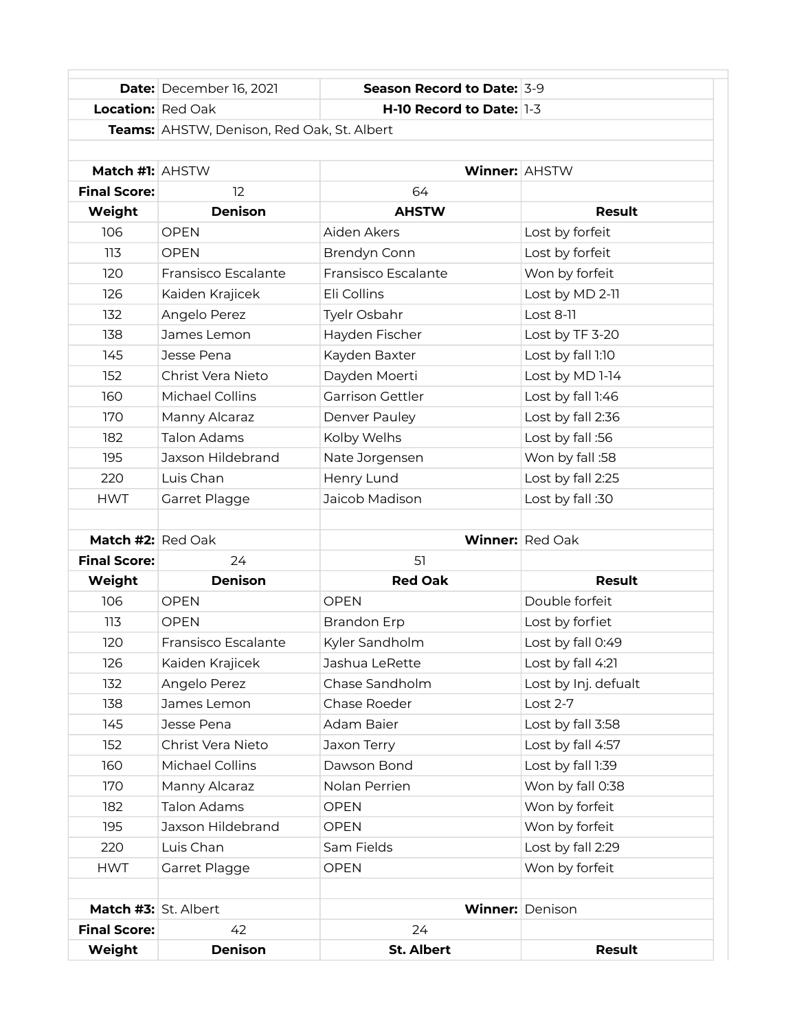| | | | |
|---|---|---|---|
| **Date:** | December 16, 2021 | **Season Record to Date:** | 3-9 |
| **Location:** | Red Oak | **H-10 Record to Date:** | 1-3 |
| **Teams:** | AHSTW, Denison, Red Oak, St. Albert | | |
| | | | |
| **Match #1:** | AHSTW | **Winner:** | AHSTW |
| **Final Score:** | 12 | 64 | |
| **Weight** | **Denison** | **AHSTW** | **Result** |
| 106 | OPEN | Aiden Akers | Lost by forfeit |
| 113 | OPEN | Brendyn Conn | Lost by forfeit |
| 120 | Fransisco Escalante | Fransisco Escalante | Won by forfeit |
| 126 | Kaiden Krajicek | Eli Collins | Lost by MD 2-11 |
| 132 | Angelo Perez | Tyelr Osbahr | Lost 8-11 |
| 138 | James Lemon | Hayden Fischer | Lost by TF 3-20 |
| 145 | Jesse Pena | Kayden Baxter | Lost by fall 1:10 |
| 152 | Christ Vera Nieto | Dayden Moerti | Lost by MD 1-14 |
| 160 | Michael Collins | Garrison Gettler | Lost by fall 1:46 |
| 170 | Manny Alcaraz | Denver Pauley | Lost by fall 2:36 |
| 182 | Talon Adams | Kolby Welhs | Lost by fall :56 |
| 195 | Jaxson Hildebrand | Nate Jorgensen | Won by fall :58 |
| 220 | Luis Chan | Henry Lund | Lost by fall 2:25 |
| HWT | Garret Plagge | Jaicob Madison | Lost by fall :30 |
| | | | |
| **Match #2:** | Red Oak | **Winner:** | Red Oak |
| **Final Score:** | 24 | 51 | |
| **Weight** | **Denison** | **Red Oak** | **Result** |
| 106 | OPEN | OPEN | Double forfeit |
| 113 | OPEN | Brandon Erp | Lost by forfiet |
| 120 | Fransisco Escalante | Kyler Sandholm | Lost by fall 0:49 |
| 126 | Kaiden Krajicek | Jashua LeRette | Lost by fall 4:21 |
| 132 | Angelo Perez | Chase Sandholm | Lost by Inj. defualt |
| 138 | James Lemon | Chase Roeder | Lost 2-7 |
| 145 | Jesse Pena | Adam Baier | Lost by fall 3:58 |
| 152 | Christ Vera Nieto | Jaxon Terry | Lost by fall 4:57 |
| 160 | Michael Collins | Dawson Bond | Lost by fall 1:39 |
| 170 | Manny Alcaraz | Nolan Perrien | Won by fall 0:38 |
| 182 | Talon Adams | OPEN | Won by forfeit |
| 195 | Jaxson Hildebrand | OPEN | Won by forfeit |
| 220 | Luis Chan | Sam Fields | Lost by fall 2:29 |
| HWT | Garret Plagge | OPEN | Won by forfeit |
| | | | |
| **Match #3:** | St. Albert | **Winner:** | Denison |
| **Final Score:** | 42 | 24 | |
| **Weight** | **Denison** | **St. Albert** | **Result** |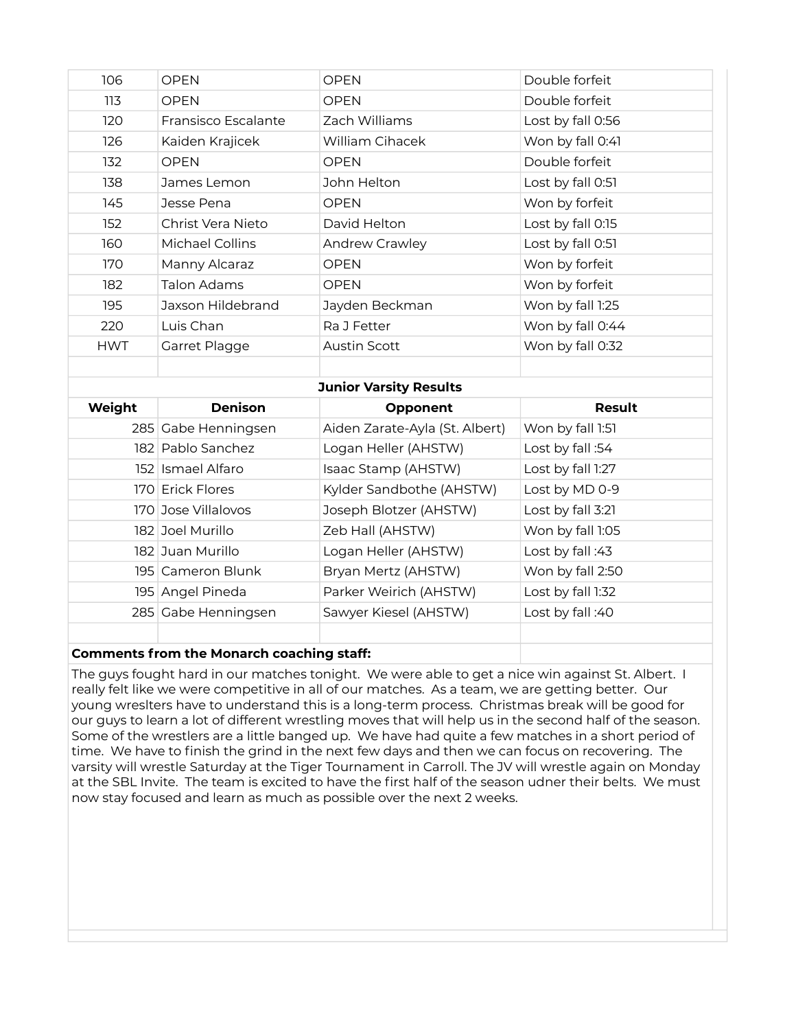| | | | |
|---|---|---|---|
| 106 | OPEN | OPEN | Double forfeit |
| 113 | OPEN | OPEN | Double forfeit |
| 120 | Fransisco Escalante | Zach Williams | Lost by fall 0:56 |
| 126 | Kaiden Krajicek | William Cihacek | Won by fall 0:41 |
| 132 | OPEN | OPEN | Double forfeit |
| 138 | James Lemon | John Helton | Lost by fall 0:51 |
| 145 | Jesse Pena | OPEN | Won by forfeit |
| 152 | Christ Vera Nieto | David Helton | Lost by fall 0:15 |
| 160 | Michael Collins | Andrew Crawley | Lost by fall 0:51 |
| 170 | Manny Alcaraz | OPEN | Won by forfeit |
| 182 | Talon Adams | OPEN | Won by forfeit |
| 195 | Jaxson Hildebrand | Jayden Beckman | Won by fall 1:25 |
| 220 | Luis Chan | Ra J Fetter | Won by fall 0:44 |
| HWT | Garret Plagge | Austin Scott | Won by fall 0:32 |

**Junior Varsity Results**

| Weight | Denison | Opponent | Result |
|---|---|---|---|
| 285 | Gabe Henningsen | Aiden Zarate-Ayla (St. Albert) | Won by fall 1:51 |
| 182 | Pablo Sanchez | Logan Heller (AHSTW) | Lost by fall :54 |
| 152 | Ismael Alfaro | Isaac Stamp (AHSTW) | Lost by fall 1:27 |
| 170 | Erick Flores | Kylder Sandbothe (AHSTW) | Lost by MD 0-9 |
| 170 | Jose Villalovos | Joseph Blotzer (AHSTW) | Lost by fall 3:21 |
| 182 | Joel Murillo | Zeb Hall (AHSTW) | Won by fall 1:05 |
| 182 | Juan Murillo | Logan Heller (AHSTW) | Lost by fall :43 |
| 195 | Cameron Blunk | Bryan Mertz (AHSTW) | Won by fall 2:50 |
| 195 | Angel Pineda | Parker Weirich (AHSTW) | Lost by fall 1:32 |
| 285 | Gabe Henningsen | Sawyer Kiesel (AHSTW) | Lost by fall :40 |

**Comments from the Monarch coaching staff:**

The guys fought hard in our matches tonight. We were able to get a nice win against St. Albert. I really felt like we were competitive in all of our matches. As a team, we are getting better. Our young wreslters have to understand this is a long-term process. Christmas break will be good for our guys to learn a lot of different wrestling moves that will help us in the second half of the season. Some of the wrestlers are a little banged up. We have had quite a few matches in a short period of time. We have to finish the grind in the next few days and then we can focus on recovering. The varsity will wrestle Saturday at the Tiger Tournament in Carroll. The JV will wrestle again on Monday at the SBL Invite. The team is excited to have the first half of the season udner their belts. We must now stay focused and learn as much as possible over the next 2 weeks.